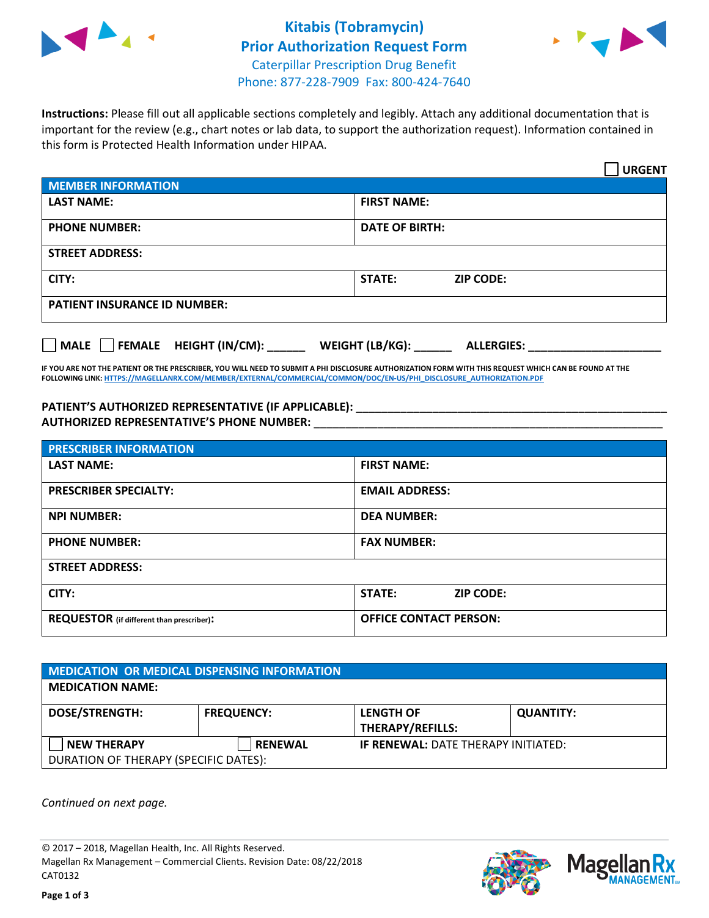# Kitabis (Tobramycin)
# Prior Authorization Request Form

Caterpillar Prescription Drug Benefit
Phone: 877-228-7909 Fax: 800-424-7640

**Instructions:** Please fill out all applicable sections completely and legibly. Attach any additional documentation that is important for the review (e.g., chart notes or lab data, to support the authorization request). Information contained in this form is Protected Health Information under HIPAA.

☐ **URGENT**

| **MEMBER INFORMATION** | |
|---|---|
| **LAST NAME:** | **FIRST NAME:** |
| **PHONE NUMBER:** | **DATE OF BIRTH:** |
| **STREET ADDRESS:** | |
| **CITY:** | **STATE:** **ZIP CODE:** |
| **PATIENT INSURANCE ID NUMBER:** | |

☐ **MALE** ☐ **FEMALE** **HEIGHT (IN/CM):** ______ **WEIGHT (LB/KG):** ______ **ALLERGIES:** ____________________

**IF YOU ARE NOT THE PATIENT OR THE PRESCRIBER, YOU WILL NEED TO SUBMIT A PHI DISCLOSURE AUTHORIZATION FORM WITH THIS REQUEST WHICH CAN BE FOUND AT THE FOLLOWING LINK:** HTTPS://MAGELLANRX.COM/MEMBER/EXTERNAL/COMMERCIAL/COMMON/DOC/EN-US/PHI_DISCLOSURE_AUTHORIZATION.PDF

**PATIENT'S AUTHORIZED REPRESENTATIVE (IF APPLICABLE):** ____________________________________________
**AUTHORIZED REPRESENTATIVE'S PHONE NUMBER:** ____________________________________________

| **PRESCRIBER INFORMATION** | |
|---|---|
| **LAST NAME:** | **FIRST NAME:** |
| **PRESCRIBER SPECIALTY:** | **EMAIL ADDRESS:** |
| **NPI NUMBER:** | **DEA NUMBER:** |
| **PHONE NUMBER:** | **FAX NUMBER:** |
| **STREET ADDRESS:** | |
| **CITY:** | **STATE:** **ZIP CODE:** |
| **REQUESTOR** (if different than prescriber)**:** | **OFFICE CONTACT PERSON:** |

| **MEDICATION OR MEDICAL DISPENSING INFORMATION** | | | |
|---|---|---|---|
| **MEDICATION NAME:** | | | |
| **DOSE/STRENGTH:** | **FREQUENCY:** | **LENGTH OF THERAPY/REFILLS:** | **QUANTITY:** |
| ☐ **NEW THERAPY** | ☐ **RENEWAL** | **IF RENEWAL:** DATE THERAPY INITIATED: | |
| DURATION OF THERAPY (SPECIFIC DATES): | | | |

*Continued on next page.*

© 2017 – 2018, Magellan Health, Inc. All Rights Reserved.
Magellan Rx Management – Commercial Clients. Revision Date: 08/22/2018
CAT0132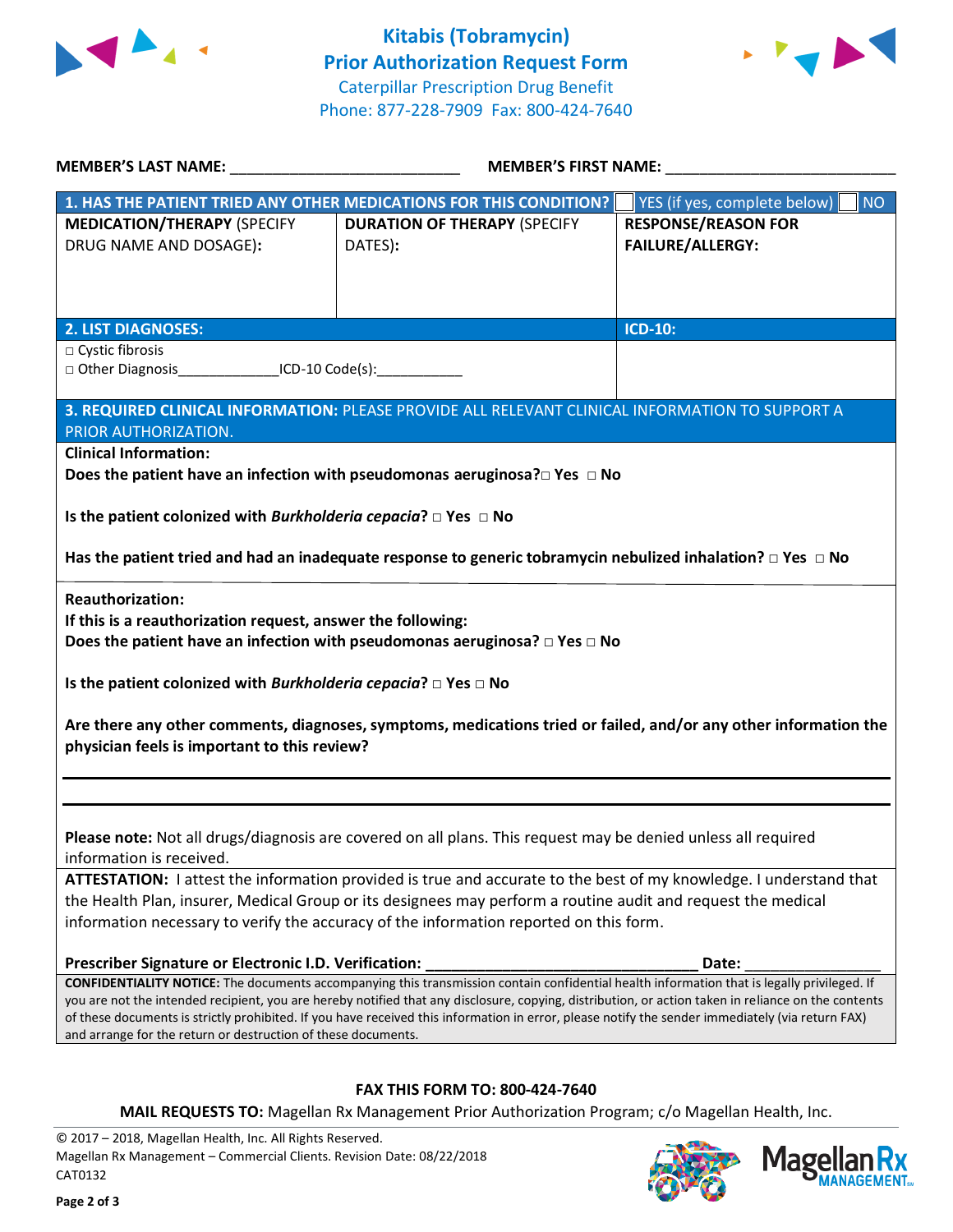# Kitabis (Tobramycin)
# Prior Authorization Request Form

Caterpillar Prescription Drug Benefit
Phone: 877-228-7909 Fax: 800-424-7640

**MEMBER'S LAST NAME:** ___________________________ **MEMBER'S FIRST NAME:** ___________________________

| **1. HAS THE PATIENT TRIED ANY OTHER MEDICATIONS FOR THIS CONDITION?** | | ☐ YES (if yes, complete below) ☐ NO |
|---|---|---|
| **MEDICATION/THERAPY** (SPECIFY DRUG NAME AND DOSAGE): | **DURATION OF THERAPY** (SPECIFY DATES): | **RESPONSE/REASON FOR FAILURE/ALLERGY:** |
| | | |

| **2. LIST DIAGNOSES:** | **ICD-10:** |
|---|---|
| □ Cystic fibrosis<br>□ Other Diagnosis_____________ICD-10 Code(s):___________ | |

**3. REQUIRED CLINICAL INFORMATION:** PLEASE PROVIDE ALL RELEVANT CLINICAL INFORMATION TO SUPPORT A PRIOR AUTHORIZATION.

**Clinical Information:**

**Does the patient have an infection with pseudomonas aeruginosa?** □ **Yes** □ **No**

**Is the patient colonized with *Burkholderia cepacia*?** □ **Yes** □ **No**

**Has the patient tried and had an inadequate response to generic tobramycin nebulized inhalation?** □ **Yes** □ **No**

**Reauthorization:**
**If this is a reauthorization request, answer the following:**
**Does the patient have an infection with pseudomonas aeruginosa?** □ **Yes** □ **No**

**Is the patient colonized with *Burkholderia cepacia*?** □ **Yes** □ **No**

**Are there any other comments, diagnoses, symptoms, medications tried or failed, and/or any other information the physician feels is important to this review?**

_______________________________________________________________

_______________________________________________________________

**Please note:** Not all drugs/diagnosis are covered on all plans. This request may be denied unless all required information is received.

**ATTESTATION:** I attest the information provided is true and accurate to the best of my knowledge. I understand that the Health Plan, insurer, Medical Group or its designees may perform a routine audit and request the medical information necessary to verify the accuracy of the information reported on this form.

**Prescriber Signature or Electronic I.D. Verification:** _________________________________ **Date:** ________________

**CONFIDENTIALITY NOTICE:** The documents accompanying this transmission contain confidential health information that is legally privileged. If you are not the intended recipient, you are hereby notified that any disclosure, copying, distribution, or action taken in reliance on the contents of these documents is strictly prohibited. If you have received this information in error, please notify the sender immediately (via return FAX) and arrange for the return or destruction of these documents.

**FAX THIS FORM TO: 800-424-7640**

**MAIL REQUESTS TO:** Magellan Rx Management Prior Authorization Program; c/o Magellan Health, Inc.

© 2017 – 2018, Magellan Health, Inc. All Rights Reserved.
Magellan Rx Management – Commercial Clients. Revision Date: 08/22/2018
CAT0132